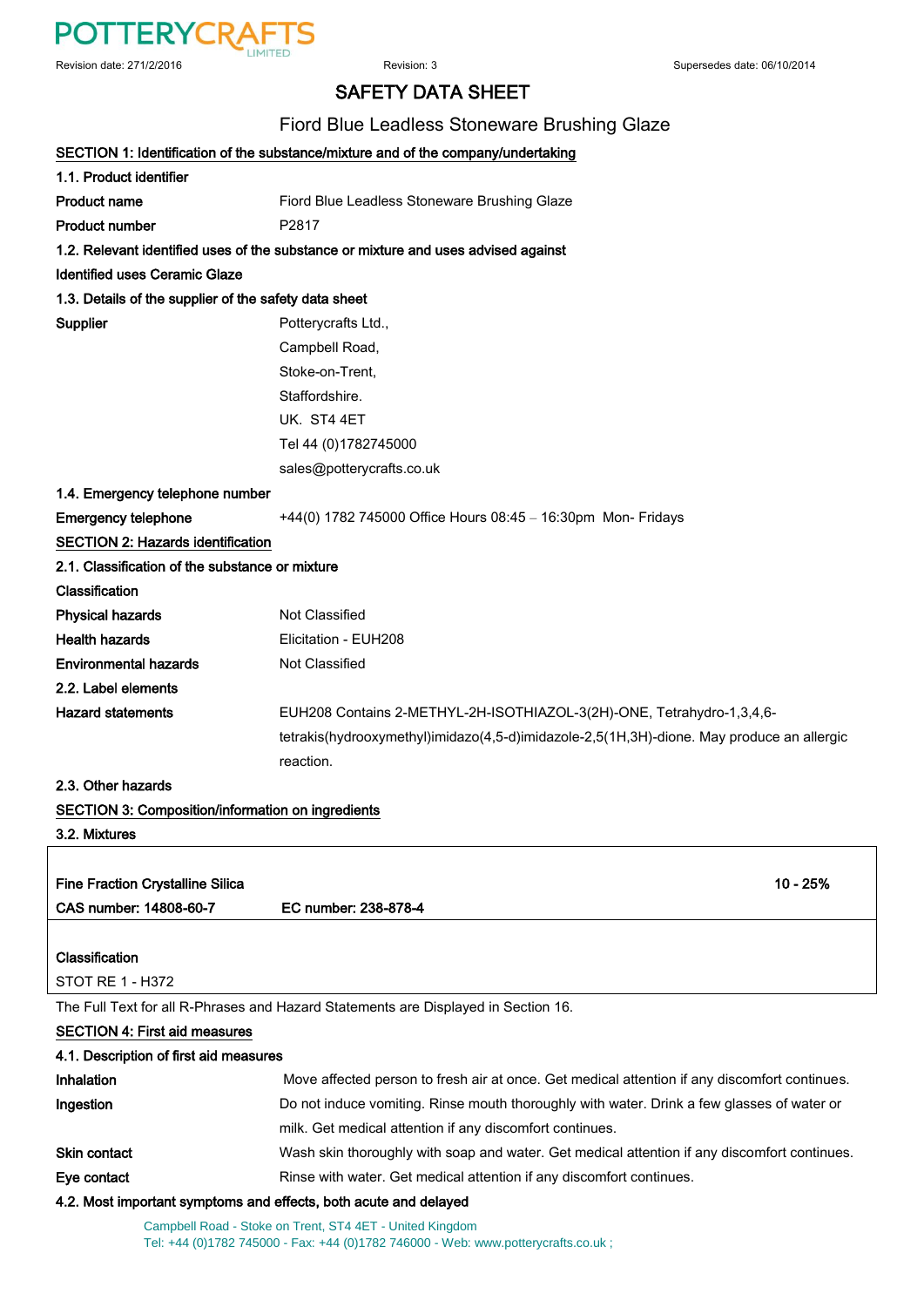# SAFETY DATA SHEET

## Fiord Blue Leadless Stoneware Brushing Glaze

Revision date: 271/2/2016 | Revision: 3 | Supersedes date: 06/10/2014

### SECTION 1: Identification of the substance/mixture and of the company/undertaking

**1.1. Product identifier**

| | |
|---|---|
| **Product name** | Fiord Blue Leadless Stoneware Brushing Glaze |
| **Product number** | P2817 |

**1.2. Relevant identified uses of the substance or mixture and uses advised against**

**Identified uses** Ceramic Glaze

**1.3. Details of the supplier of the safety data sheet**

**Supplier**
Potterycrafts Ltd.,
Campbell Road,
Stoke-on-Trent,
Staffordshire.
UK. ST4 4ET
Tel 44 (0)1782745000
sales@potterycrafts.co.uk

**1.4. Emergency telephone number**

**Emergency telephone** +44(0) 1782 745000 Office Hours 08:45 – 16:30pm Mon- Fridays

### SECTION 2: Hazards identification

**2.1. Classification of the substance or mixture**

**Classification**

| | |
|---|---|
| **Physical hazards** | Not Classified |
| **Health hazards** | Elicitation - EUH208 |
| **Environmental hazards** | Not Classified |

**2.2. Label elements**

**Hazard statements** EUH208 Contains 2-METHYL-2H-ISOTHIAZOL-3(2H)-ONE, Tetrahydro-1,3,4,6-tetrakis(hydrooxymethyl)imidazo(4,5-d)imidazole-2,5(1H,3H)-dione. May produce an allergic reaction.

**2.3. Other hazards**

### SECTION 3: Composition/information on ingredients

**3.2. Mixtures**

| **Fine Fraction Crystalline Silica** | | **10 - 25%** |
|---|---|---|
| **CAS number: 14808-60-7** | **EC number: 238-878-4** | |

**Classification**
STOT RE 1 - H372

The Full Text for all R-Phrases and Hazard Statements are Displayed in Section 16.

### SECTION 4: First aid measures

**4.1. Description of first aid measures**

| | |
|---|---|
| **Inhalation** | Move affected person to fresh air at once. Get medical attention if any discomfort continues. |
| **Ingestion** | Do not induce vomiting. Rinse mouth thoroughly with water. Drink a few glasses of water or milk. Get medical attention if any discomfort continues. |
| **Skin contact** | Wash skin thoroughly with soap and water. Get medical attention if any discomfort continues. |
| **Eye contact** | Rinse with water. Get medical attention if any discomfort continues. |

**4.2. Most important symptoms and effects, both acute and delayed**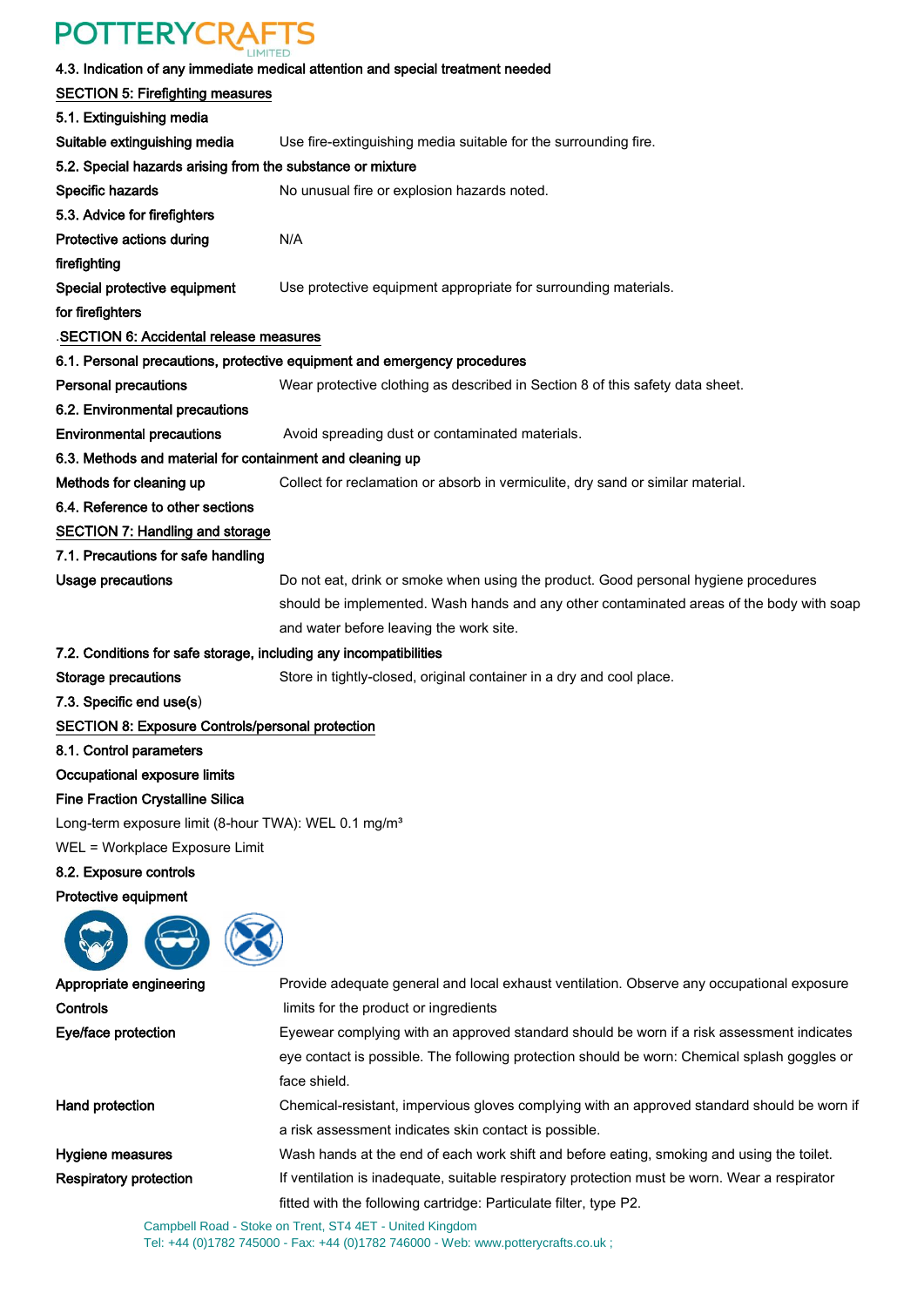**4.3. Indication of any immediate medical attention and special treatment needed**

## SECTION 5: Firefighting measures

**5.1. Extinguishing media**

**Suitable extinguishing media** Use fire-extinguishing media suitable for the surrounding fire.

**5.2. Special hazards arising from the substance or mixture**

**Specific hazards** No unusual fire or explosion hazards noted.

**5.3. Advice for firefighters**

**Protective actions during firefighting** N/A

**Special protective equipment for firefighters** Use protective equipment appropriate for surrounding materials.

## .SECTION 6: Accidental release measures

**6.1. Personal precautions, protective equipment and emergency procedures**

**Personal precautions** Wear protective clothing as described in Section 8 of this safety data sheet.

**6.2. Environmental precautions**

**Environmental precautions** Avoid spreading dust or contaminated materials.

**6.3. Methods and material for containment and cleaning up**

**Methods for cleaning up** Collect for reclamation or absorb in vermiculite, dry sand or similar material.

**6.4. Reference to other sections**

## SECTION 7: Handling and storage

**7.1. Precautions for safe handling**

**Usage precautions** Do not eat, drink or smoke when using the product. Good personal hygiene procedures should be implemented. Wash hands and any other contaminated areas of the body with soap and water before leaving the work site.

**7.2. Conditions for safe storage, including any incompatibilities**

**Storage precautions** Store in tightly-closed, original container in a dry and cool place.

**7.3. Specific end use(s)**

## SECTION 8: Exposure Controls/personal protection

**8.1. Control parameters**

**Occupational exposure limits**

**Fine Fraction Crystalline Silica**

Long-term exposure limit (8-hour TWA): WEL 0.1 mg/m³

WEL = Workplace Exposure Limit

**8.2. Exposure controls**

**Protective equipment**

**Appropriate engineering Controls** Provide adequate general and local exhaust ventilation. Observe any occupational exposure limits for the product or ingredients

**Eye/face protection** Eyewear complying with an approved standard should be worn if a risk assessment indicates eye contact is possible. The following protection should be worn: Chemical splash goggles or face shield.

**Hand protection** Chemical-resistant, impervious gloves complying with an approved standard should be worn if a risk assessment indicates skin contact is possible.

**Hygiene measures** Wash hands at the end of each work shift and before eating, smoking and using the toilet.

**Respiratory protection** If ventilation is inadequate, suitable respiratory protection must be worn. Wear a respirator fitted with the following cartridge: Particulate filter, type P2.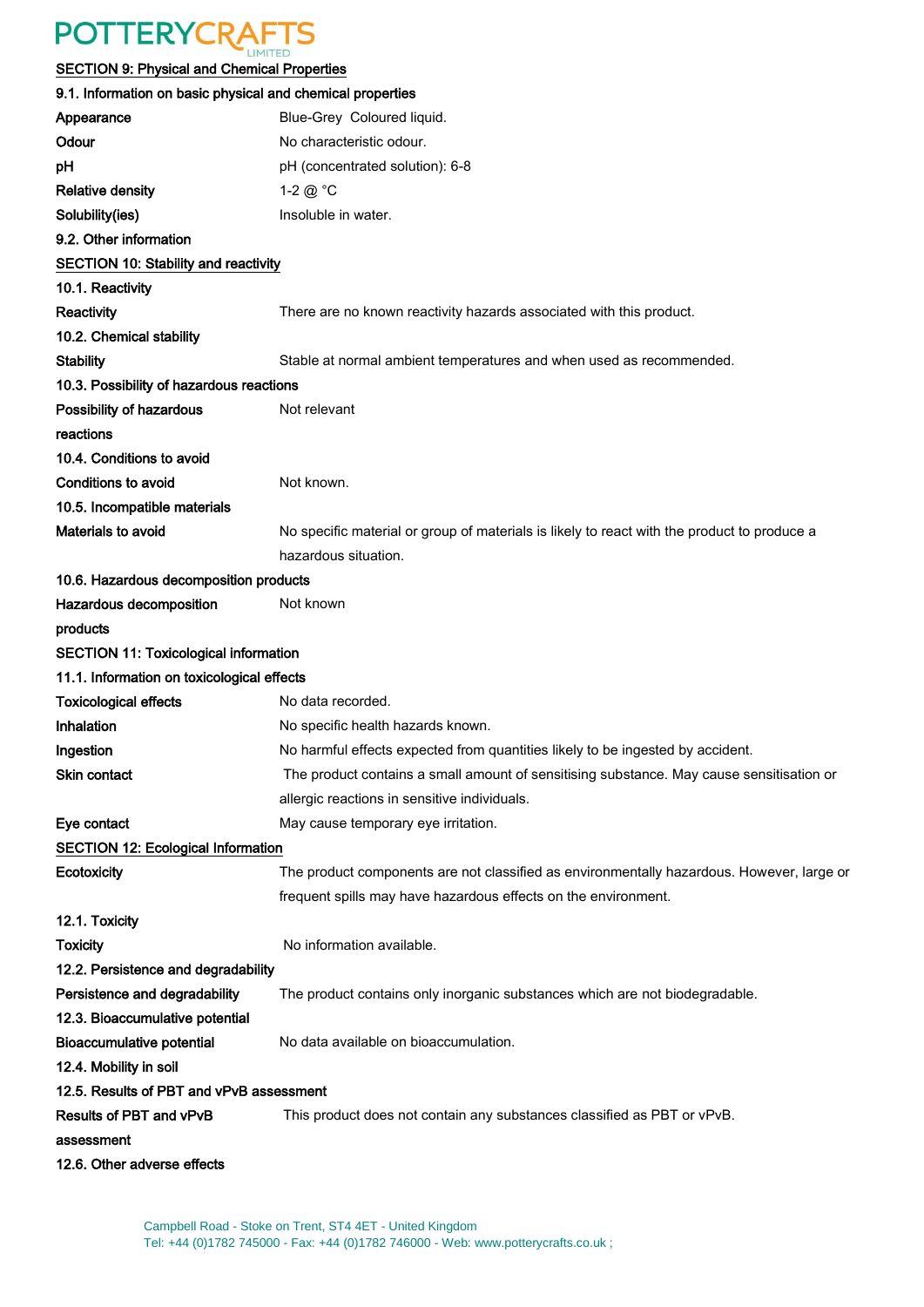## SECTION 9: Physical and Chemical Properties

### 9.1. Information on basic physical and chemical properties

| | |
|---|---|
| **Appearance** | Blue-Grey Coloured liquid. |
| **Odour** | No characteristic odour. |
| **pH** | pH (concentrated solution): 6-8 |
| **Relative density** | 1-2 @ °C |
| **Solubility(ies)** | Insoluble in water. |

### 9.2. Other information

## SECTION 10: Stability and reactivity

### 10.1. Reactivity

| | |
|---|---|
| **Reactivity** | There are no known reactivity hazards associated with this product. |

### 10.2. Chemical stability

| | |
|---|---|
| **Stability** | Stable at normal ambient temperatures and when used as recommended. |

### 10.3. Possibility of hazardous reactions

| | |
|---|---|
| **Possibility of hazardous reactions** | Not relevant |

### 10.4. Conditions to avoid

| | |
|---|---|
| **Conditions to avoid** | Not known. |

### 10.5. Incompatible materials

| | |
|---|---|
| **Materials to avoid** | No specific material or group of materials is likely to react with the product to produce a hazardous situation. |

### 10.6. Hazardous decomposition products

| | |
|---|---|
| **Hazardous decomposition products** | Not known |

## SECTION 11: Toxicological information

### 11.1. Information on toxicological effects

| | |
|---|---|
| **Toxicological effects** | No data recorded. |
| **Inhalation** | No specific health hazards known. |
| **Ingestion** | No harmful effects expected from quantities likely to be ingested by accident. |
| **Skin contact** | The product contains a small amount of sensitising substance. May cause sensitisation or allergic reactions in sensitive individuals. |
| **Eye contact** | May cause temporary eye irritation. |

## SECTION 12: Ecological Information

| | |
|---|---|
| **Ecotoxicity** | The product components are not classified as environmentally hazardous. However, large or frequent spills may have hazardous effects on the environment. |

### 12.1. Toxicity

| | |
|---|---|
| **Toxicity** | No information available. |

### 12.2. Persistence and degradability

| | |
|---|---|
| **Persistence and degradability** | The product contains only inorganic substances which are not biodegradable. |

### 12.3. Bioaccumulative potential

| | |
|---|---|
| **Bioaccumulative potential** | No data available on bioaccumulation. |

### 12.4. Mobility in soil

### 12.5. Results of PBT and vPvB assessment

| | |
|---|---|
| **Results of PBT and vPvB assessment** | This product does not contain any substances classified as PBT or vPvB. |

### 12.6. Other adverse effects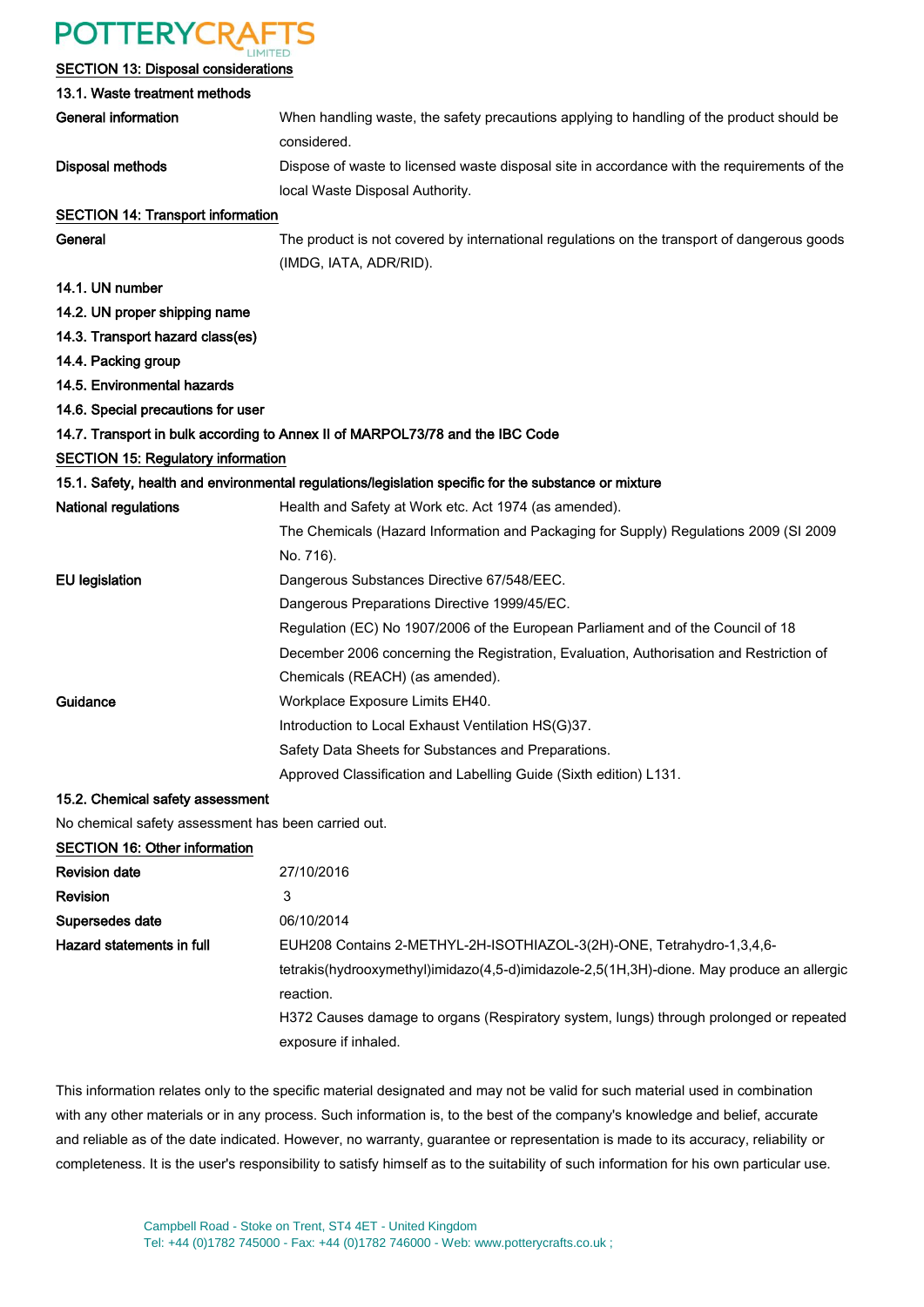## SECTION 13: Disposal considerations

### 13.1. Waste treatment methods

| | |
|---|---|
| **General information** | When handling waste, the safety precautions applying to handling of the product should be considered. |
| **Disposal methods** | Dispose of waste to licensed waste disposal site in accordance with the requirements of the local Waste Disposal Authority. |

## SECTION 14: Transport information

| | |
|---|---|
| **General** | The product is not covered by international regulations on the transport of dangerous goods (IMDG, IATA, ADR/RID). |

### 14.1. UN number

### 14.2. UN proper shipping name

### 14.3. Transport hazard class(es)

### 14.4. Packing group

### 14.5. Environmental hazards

### 14.6. Special precautions for user

### 14.7. Transport in bulk according to Annex II of MARPOL73/78 and the IBC Code

## SECTION 15: Regulatory information

### 15.1. Safety, health and environmental regulations/legislation specific for the substance or mixture

| | |
|---|---|
| **National regulations** | Health and Safety at Work etc. Act 1974 (as amended).<br>The Chemicals (Hazard Information and Packaging for Supply) Regulations 2009 (SI 2009 No. 716). |
| **EU legislation** | Dangerous Substances Directive 67/548/EEC.<br>Dangerous Preparations Directive 1999/45/EC.<br>Regulation (EC) No 1907/2006 of the European Parliament and of the Council of 18 December 2006 concerning the Registration, Evaluation, Authorisation and Restriction of Chemicals (REACH) (as amended). |
| **Guidance** | Workplace Exposure Limits EH40.<br>Introduction to Local Exhaust Ventilation HS(G)37.<br>Safety Data Sheets for Substances and Preparations.<br>Approved Classification and Labelling Guide (Sixth edition) L131. |

### 15.2. Chemical safety assessment

No chemical safety assessment has been carried out.

## SECTION 16: Other information

| | |
|---|---|
| **Revision date** | 27/10/2016 |
| **Revision** | 3 |
| **Supersedes date** | 06/10/2014 |
| **Hazard statements in full** | EUH208 Contains 2-METHYL-2H-ISOTHIAZOL-3(2H)-ONE, Tetrahydro-1,3,4,6-tetrakis(hydrooxymethyl)imidazo(4,5-d)imidazole-2,5(1H,3H)-dione. May produce an allergic reaction.<br>H372 Causes damage to organs (Respiratory system, lungs) through prolonged or repeated exposure if inhaled. |

This information relates only to the specific material designated and may not be valid for such material used in combination with any other materials or in any process. Such information is, to the best of the company's knowledge and belief, accurate and reliable as of the date indicated. However, no warranty, guarantee or representation is made to its accuracy, reliability or completeness. It is the user's responsibility to satisfy himself as to the suitability of such information for his own particular use.